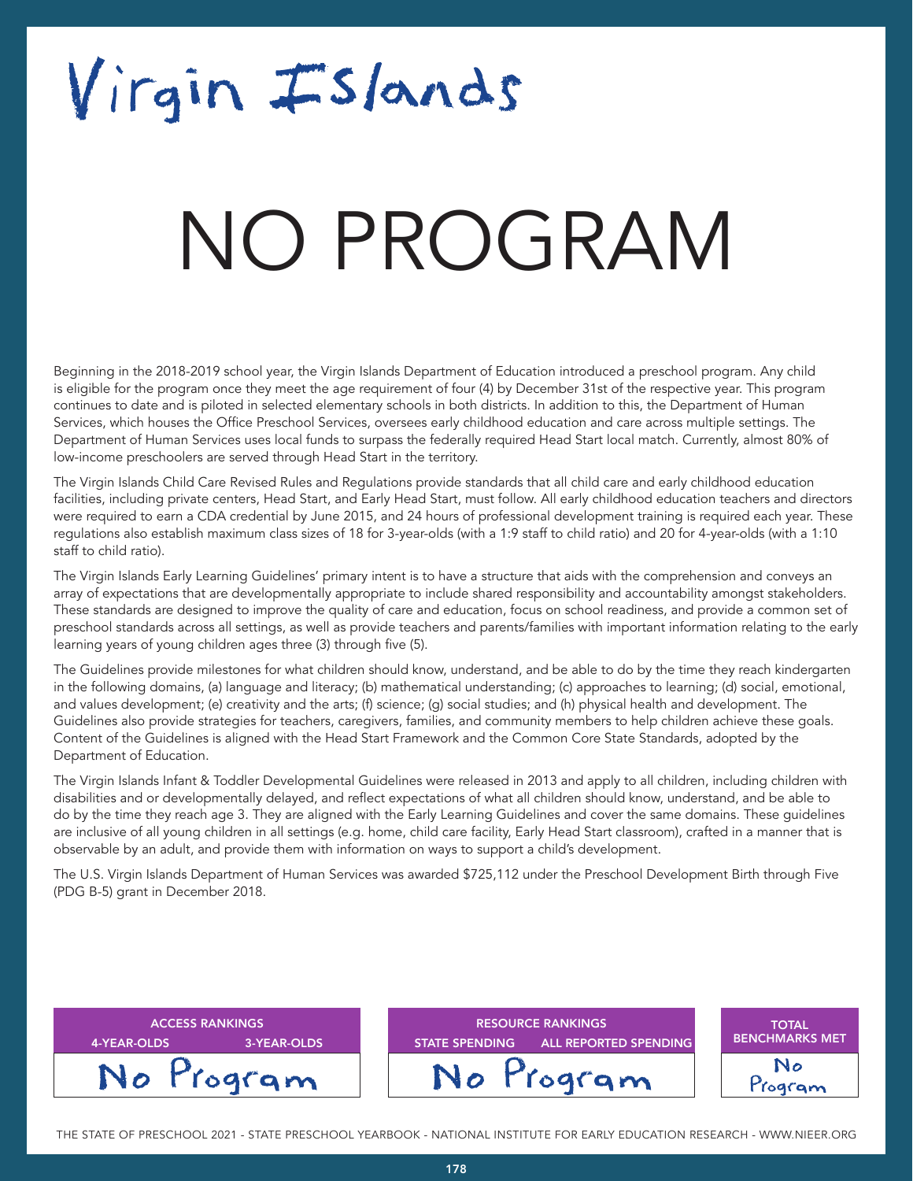# Virgin Islands

# NO PROGRAM

Beginning in the 2018-2019 school year, the Virgin Islands Department of Education introduced a preschool program. Any child is eligible for the program once they meet the age requirement of four (4) by December 31st of the respective year. This program continues to date and is piloted in selected elementary schools in both districts. In addition to this, the Department of Human Services, which houses the Office Preschool Services, oversees early childhood education and care across multiple settings. The Department of Human Services uses local funds to surpass the federally required Head Start local match. Currently, almost 80% of low-income preschoolers are served through Head Start in the territory.

The Virgin Islands Child Care Revised Rules and Regulations provide standards that all child care and early childhood education facilities, including private centers, Head Start, and Early Head Start, must follow. All early childhood education teachers and directors were required to earn a CDA credential by June 2015, and 24 hours of professional development training is required each year. These regulations also establish maximum class sizes of 18 for 3-year-olds (with a 1:9 staff to child ratio) and 20 for 4-year-olds (with a 1:10 staff to child ratio).

The Virgin Islands Early Learning Guidelines' primary intent is to have a structure that aids with the comprehension and conveys an array of expectations that are developmentally appropriate to include shared responsibility and accountability amongst stakeholders. These standards are designed to improve the quality of care and education, focus on school readiness, and provide a common set of preschool standards across all settings, as well as provide teachers and parents/families with important information relating to the early learning years of young children ages three (3) through five (5).

The Guidelines provide milestones for what children should know, understand, and be able to do by the time they reach kindergarten in the following domains, (a) language and literacy; (b) mathematical understanding; (c) approaches to learning; (d) social, emotional, and values development; (e) creativity and the arts; (f) science; (g) social studies; and (h) physical health and development. The Guidelines also provide strategies for teachers, caregivers, families, and community members to help children achieve these goals. Content of the Guidelines is aligned with the Head Start Framework and the Common Core State Standards, adopted by the Department of Education.

The Virgin Islands Infant & Toddler Developmental Guidelines were released in 2013 and apply to all children, including children with disabilities and or developmentally delayed, and reflect expectations of what all children should know, understand, and be able to do by the time they reach age 3. They are aligned with the Early Learning Guidelines and cover the same domains. These guidelines are inclusive of all young children in all settings (e.g. home, child care facility, Early Head Start classroom), crafted in a manner that is observable by an adult, and provide them with information on ways to support a child's development.

The U.S. Virgin Islands Department of Human Services was awarded $725,112 under the Preschool Development Birth through Five (PDG B-5) grant in December 2018.

| ACCESS RANKINGS | | RESOURCE RANKINGS | | TOTAL BENCHMARKS MET |
|---|---|---|---|---|
| 4-YEAR-OLDS | 3-YEAR-OLDS | STATE SPENDING | ALL REPORTED SPENDING | |
| No Program | | No Program | | No Program |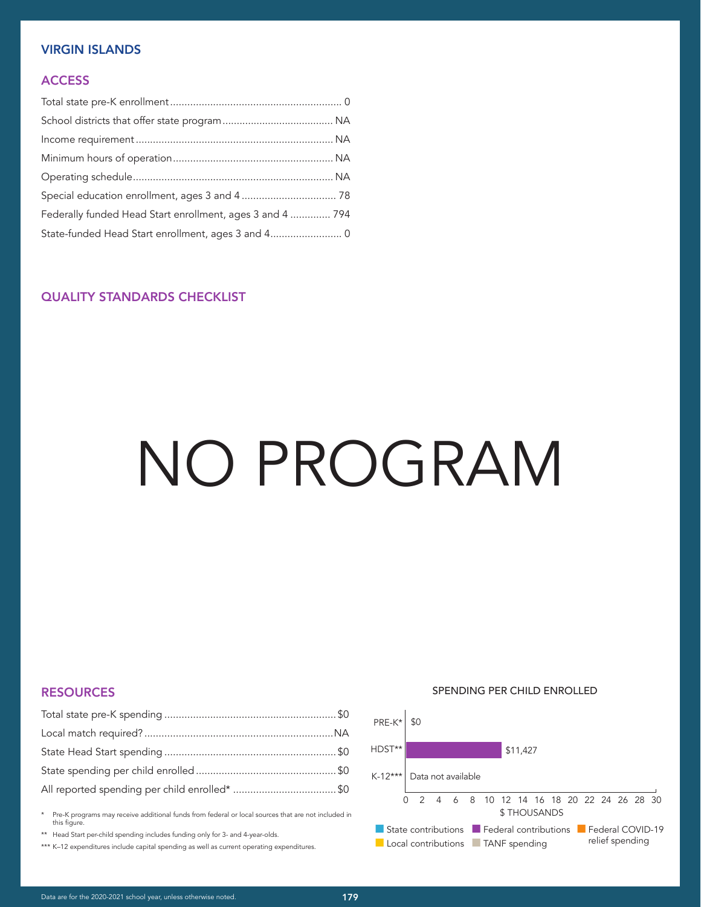## VIRGIN ISLANDS

### ACCESS

| | |
|---|---|
| Total state pre-K enrollment | 0 |
| School districts that offer state program | NA |
| Income requirement | NA |
| Minimum hours of operation | NA |
| Operating schedule | NA |
| Special education enrollment, ages 3 and 4 | 78 |
| Federally funded Head Start enrollment, ages 3 and 4 | 794 |
| State-funded Head Start enrollment, ages 3 and 4 | 0 |

### QUALITY STANDARDS CHECKLIST

# NO PROGRAM

### RESOURCES

| | |
|---|---|
| Total state pre-K spending | $0 |
| Local match required? | NA |
| State Head Start spending | $0 |
| State spending per child enrolled | $0 |
| All reported spending per child enrolled* | $0 |

\* Pre-K programs may receive additional funds from federal or local sources that are not included in this figure.

\*\* Head Start per-child spending includes funding only for 3- and 4-year-olds.

\*\*\* K–12 expenditures include capital spending as well as current operating expenditures.

SPENDING PER CHILD ENROLLED

PRE-K* $0

HDST** $11,427

K-12*** Data not available

0 2 4 6 8 10 12 14 16 18 20 22 24 26 28 30

$ THOUSANDS

State contributions  
Federal contributions  
Federal COVID-19 relief spending  
Local contributions  
TANF spending

Data are for the 2020-2021 school year, unless otherwise noted.